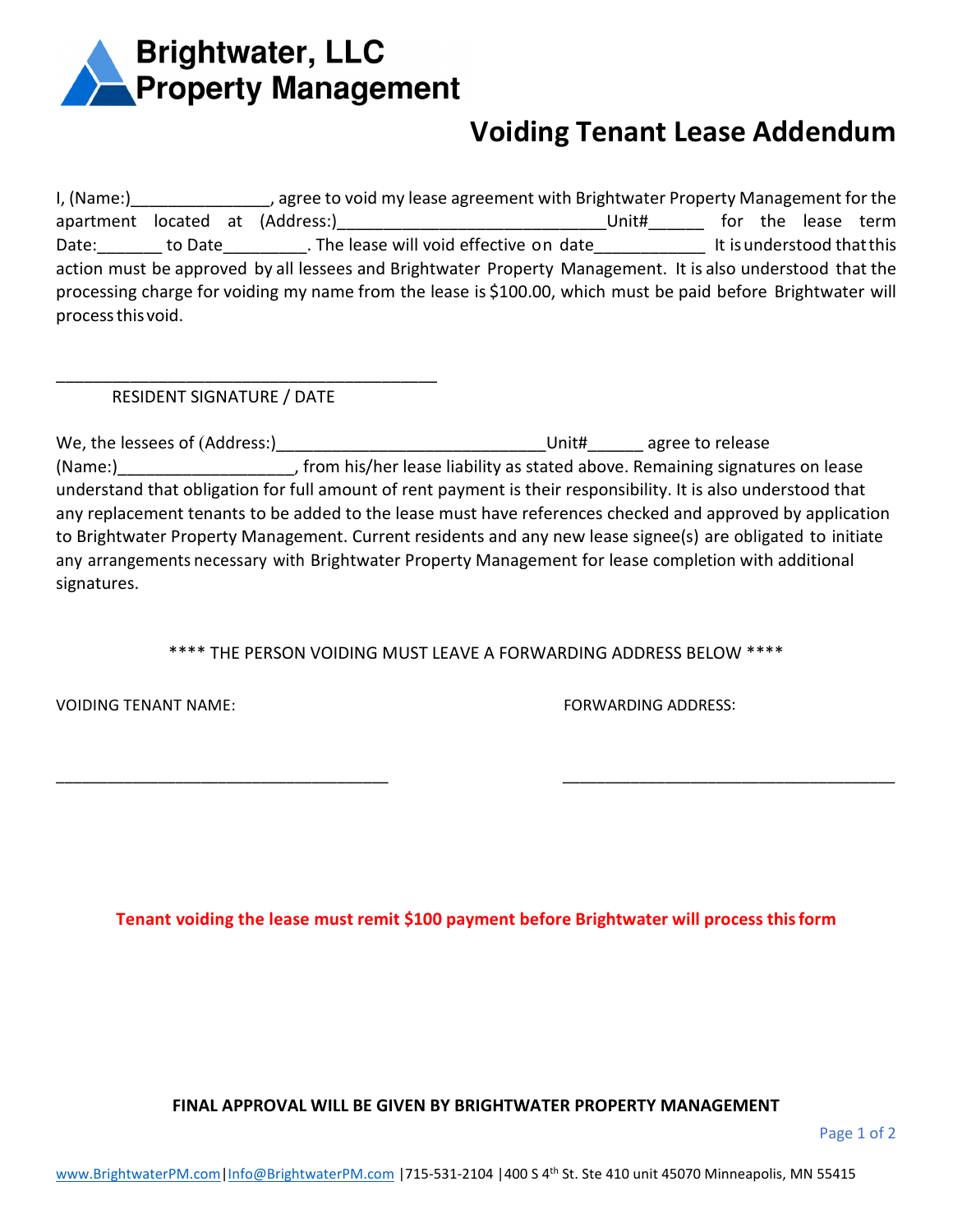**Brightwater, LLC**
**Property Management**

# Voiding Tenant Lease Addendum

I, (Name:)_______________, agree to void my lease agreement with Brightwater Property Management for the apartment located at (Address:)____________________________Unit#______ for the lease term Date:_______ to Date_________. The lease will void effective on date____________ It is understood that this action must be approved by all lessees and Brightwater Property Management. It is also understood that the processing charge for voiding my name from the lease is $100.00, which must be paid before Brightwater will process this void.

__________________________________________
RESIDENT SIGNATURE / DATE

We, the lessees of (Address:)______________________________Unit#______ agree to release (Name:)___________________, from his/her lease liability as stated above. Remaining signatures on lease understand that obligation for full amount of rent payment is their responsibility. It is also understood that any replacement tenants to be added to the lease must have references checked and approved by application to Brightwater Property Management. Current residents and any new lease signee(s) are obligated to initiate any arrangements necessary with Brightwater Property Management for lease completion with additional signatures.

**** THE PERSON VOIDING MUST LEAVE A FORWARDING ADDRESS BELOW ****

VOIDING TENANT NAME: _____________________________________

FORWARDING ADDRESS: _____________________________________

**Tenant voiding the lease must remit $100 payment before Brightwater will process this form**

**FINAL APPROVAL WILL BE GIVEN BY BRIGHTWATER PROPERTY MANAGEMENT**

www.BrightwaterPM.com | Info@BrightwaterPM.com | 715-531-2104 | 400 S 4th St. Ste 410 unit 45070 Minneapolis, MN 55415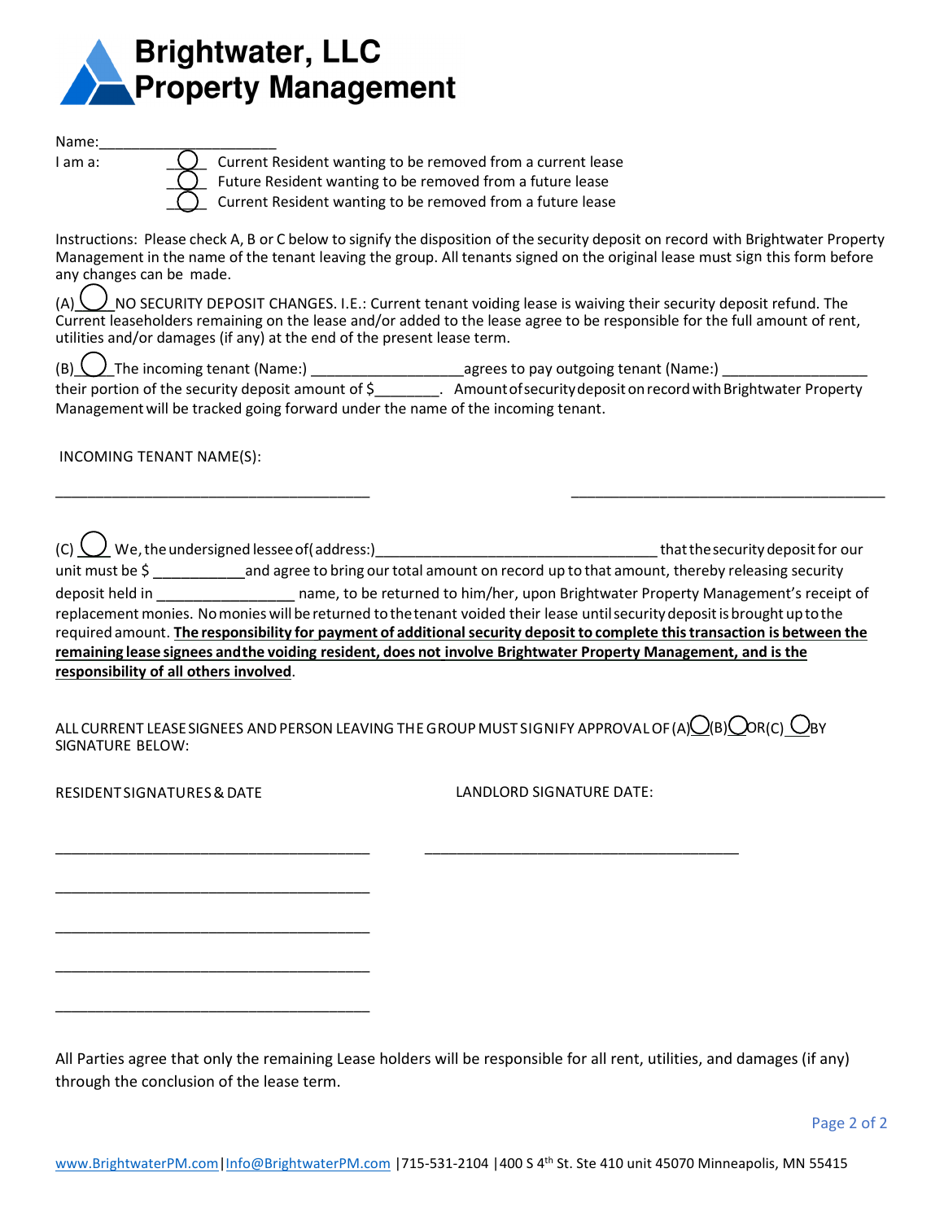# Brightwater, LLC
# Property Management

Name:______________________

I am a:
- ◯ Current Resident wanting to be removed from a current lease
- ◯ Future Resident wanting to be removed from a future lease
- ◯ Current Resident wanting to be removed from a future lease

Instructions: Please check A, B or C below to signify the disposition of the security deposit on record with Brightwater Property Management in the name of the tenant leaving the group. All tenants signed on the original lease must sign this form before any changes can be made.

(A) ◯ NO SECURITY DEPOSIT CHANGES. I.E.: Current tenant voiding lease is waiving their security deposit refund. The Current leaseholders remaining on the lease and/or added to the lease agree to be responsible for the full amount of rent, utilities and/or damages (if any) at the end of the present lease term.

(B) ◯ The incoming tenant (Name:) ___________________agrees to pay outgoing tenant (Name:) __________________ their portion of the security deposit amount of $________. Amount of security deposit on record with Brightwater Property Management will be tracked going forward under the name of the incoming tenant.

INCOMING TENANT NAME(S):

________________________________________ ________________________________________

(C) ◯ We, the undersigned lessee of( address:)__________________________________ that the security deposit for our unit must be $ ___________and agree to bring our total amount on record up to that amount, thereby releasing security deposit held in _________________ name, to be returned to him/her, upon Brightwater Property Management's receipt of replacement monies. No monies will be returned to the tenant voided their lease until security deposit is brought up to the required amount. **<u>The responsibility for payment of additional security deposit to complete this transaction is between the remaining lease signees and the voiding resident, does not involve Brightwater Property Management, and is the responsibility of all others involved</u>**.

ALL CURRENT LEASE SIGNEES AND PERSON LEAVING THE GROUP MUST SIGNIFY APPROVAL OF (A)◯(B)◯OR(C) ◯BY SIGNATURE BELOW:

RESIDENT SIGNATURES & DATE

________________________________________

________________________________________

________________________________________

________________________________________

________________________________________

LANDLORD SIGNATURE DATE:

________________________________________

All Parties agree that only the remaining Lease holders will be responsible for all rent, utilities, and damages (if any) through the conclusion of the lease term.

www.BrightwaterPM.com | Info@BrightwaterPM.com | 715-531-2104 | 400 S 4th St. Ste 410 unit 45070 Minneapolis, MN 55415